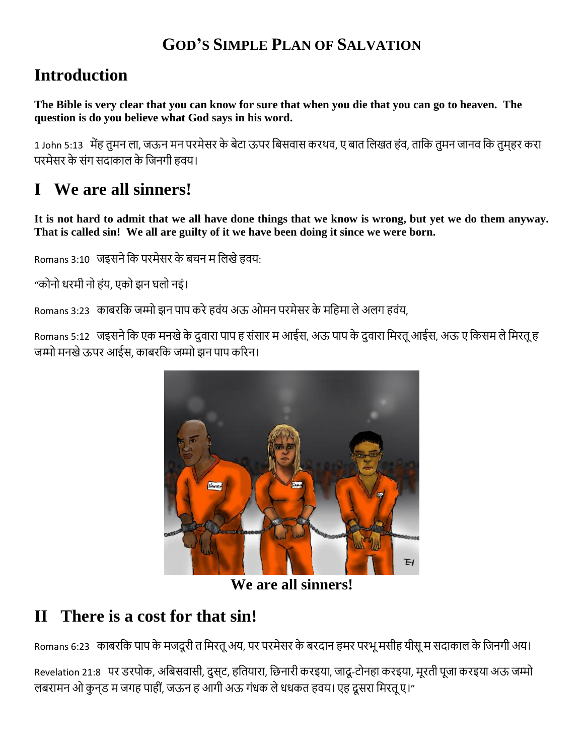## GOD'S SIMPLE PLAN OF SALVATION

# Introduction

**The Bible is very clear that you can know for sure that when you die that you can go to heaven. The question is do you believe what God says in his word.**

1 John 5:13 मेंह तुमन ला, जऊन मन परमेसर के बेटा ऊपर बिसवास करथव, ए बात लिखत हंव, ताकि तुमन जानव कि तुम्हर करा परमेसर के संग सदाकाल के जिनगी हवय।

# I We are all sinners!

**It is not hard to admit that we all have done things that we know is wrong, but yet we do them anyway. That is called sin! We all are guilty of it we have been doing it since we were born.**

Romans 3:10 जइसने कि परमेसर के बचन म लिखे हवय:

"कोनो धरमी नो हंय, एको झन घलो नइं।

Romans 3:23 काबरकि जम्मो झन पाप करे हवंय अऊ ओमन परमेसर के महिमा ले अलग हवंय,

Romans 5:12 जइसने कि एक मनखे के दुवारा पाप ह संसार म आईस, अऊ पाप के दुवारा मिरतू आईस, अऊ ए किसम ले मिरतू ह जम्मो मनखे ऊपर आईस, काबरकि जम्मो झन पाप करिन।

**We are all sinners!**

# II There is a cost for that sin!

Romans 6:23 काबरकि पाप के मजदूरी त मिरतू अय, पर परमेसर के बरदान हमर परभू मसीह यीसू म सदाकाल के जिनगी अय।

Revelation 21:8 पर डरपोक, अबिसवासी, दुसट, हतियारा, छिनारी करइया, जादू-टोनहा करइया, मूरती पूजा करइया अऊ जम्मो लबरामन ओ कुन्ड म जगह पाहीं, जऊन ह आगी अऊ गंधक ले धधकत हवय। एह दूसरा मिरतू ए।"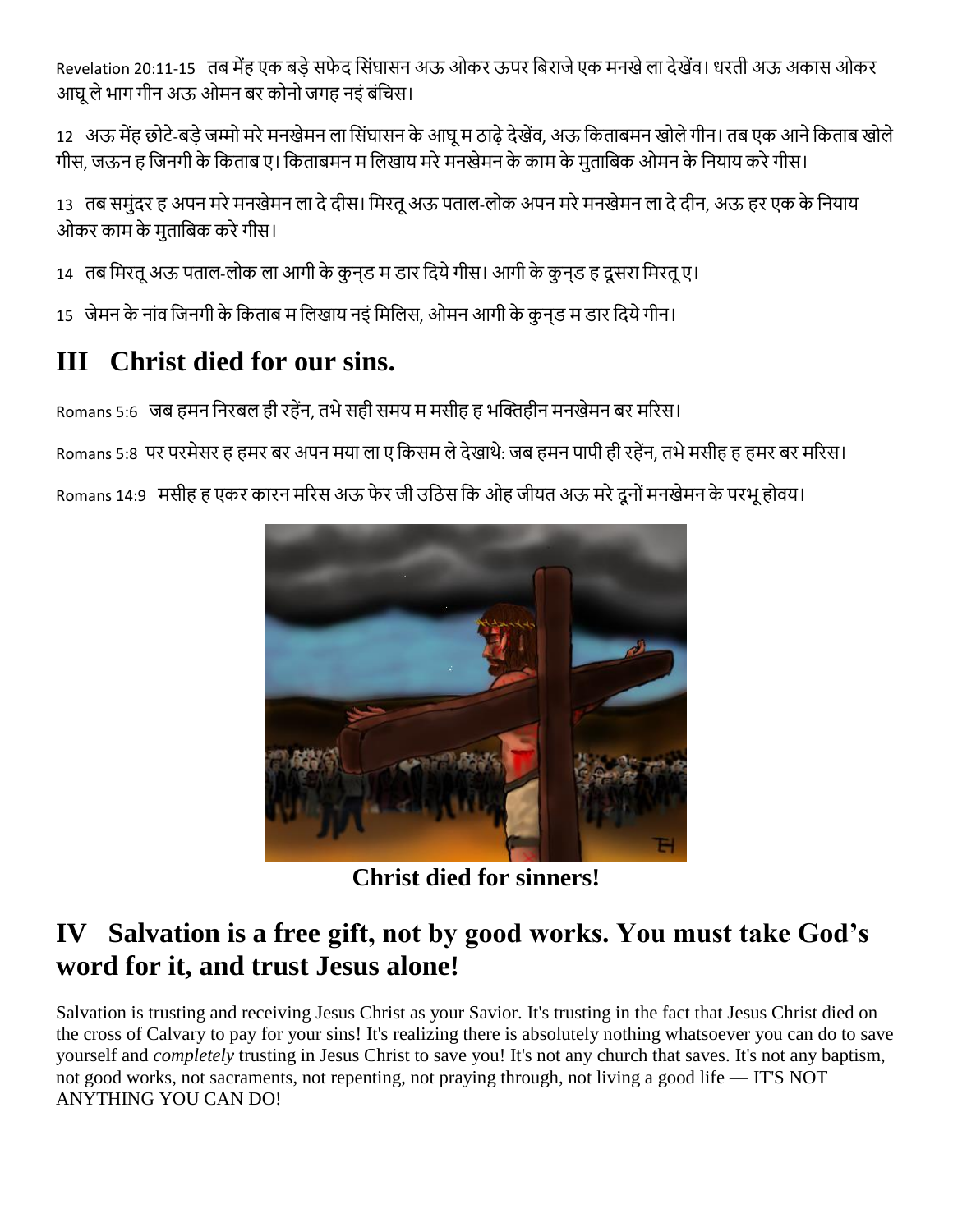Revelation 20:11-15 तब मेंह एक बड़े सफेद सिंघासन अऊ ओकर ऊपर बिराजे एक मनखे ला देखेंव। धरती अऊ अकास ओकर आघू ले भाग गीन अऊ ओमन बर कोनो जगह नइं बंचिस।

12 अऊ मेंह छोटे-बड़े जम्मो मरे मनखेमन ला सिंघासन के आघू म ठाढ़े देखेंव, अऊ किताबमन खोले गीन। तब एक आने किताब खोले गीस, जऊन ह जिनगी के किताब ए। किताबमन म लिखाय मरे मनखेमन के काम के मुताबिक ओमन के नियाय करे गीस।

13 तब समुंदर ह अपन मरे मनखेमन ला दे दीस। मिरतू अऊ पताल-लोक अपन मरे मनखेमन ला दे दीन, अऊ हर एक के नियाय ओकर काम के मुताबिक करे गीस।

14 तब मिरतू अऊ पताल-लोक ला आगी के कुन्ड म डार दिये गीस। आगी के कुन्ड ह दूसरा मिरतू ए।

15 जेमन के नांव जिनगी के किताब म लिखाय नइं मिलिस, ओमन आगी के कुन्ड म डार दिये गीन।

## III Christ died for our sins.

Romans 5:6 जब हमन निरबल ही रहेंन, तभे सही समय म मसीह ह भक्तिहीन मनखेमन बर मरिस।

Romans 5:8 पर परमेसर ह हमर बर अपन मया ला ए किसम ले देखाथे: जब हमन पापी ही रहेंन, तभे मसीह ह हमर बर मरिस।

Romans 14:9 मसीह ह एकर कारन मरिस अऊ फेर जी उठिस कि ओह जीयत अऊ मरे दूनों मनखेमन के परभू होवय।

**Christ died for sinners!**

## IV Salvation is a free gift, not by good works. You must take God's word for it, and trust Jesus alone!

Salvation is trusting and receiving Jesus Christ as your Savior. It's trusting in the fact that Jesus Christ died on the cross of Calvary to pay for your sins! It's realizing there is absolutely nothing whatsoever you can do to save yourself and *completely* trusting in Jesus Christ to save you! It's not any church that saves. It's not any baptism, not good works, not sacraments, not repenting, not praying through, not living a good life — IT'S NOT ANYTHING YOU CAN DO!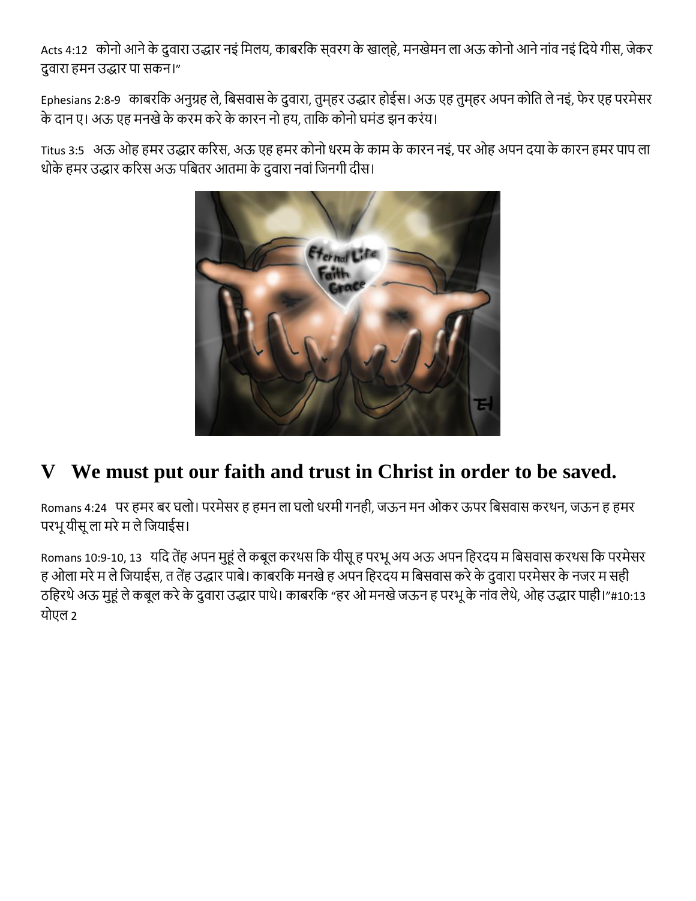Acts 4:12 कोनो आने के दुवारा उद्धार नइं मिलय, काबरकि स्वरग के खाल्हे, मनखेमन ला अऊ कोनो आने नांव नइं दिये गीस, जेकर दुवारा हमन उद्धार पा सकन।"

Ephesians 2:8-9 काबरकि अनुग्रह ले, बिसवास के दुवारा, तुम्हर उद्धार होईस। अऊ एह तुम्हर अपन कोति ले नइं, फेर एह परमेसर के दान ए। अऊ एह मनखे के करम करे के कारन नो हय, ताकि कोनो घमंड झन करंय।

Titus 3:5 अऊ ओह हमर उद्धार करिस, अऊ एह हमर कोनो धरम के काम के कारन नइं, पर ओह अपन दया के कारन हमर पाप ला धोके हमर उद्धार करिस अऊ पबितर आतमा के दुवारा नवां जिनगी दीस।

## V We must put our faith and trust in Christ in order to be saved.

Romans 4:24 पर हमर बर घलो। परमेसर ह हमन ला घलो धरमी गनही, जऊन मन ओकर ऊपर बिसवास करथन, जऊन ह हमर परभू यीसू ला मरे म ले जियाईस।

Romans 10:9-10, 13 यदि तेंह अपन मुहूं ले कबूल करथस कि यीसू ह परभू अय अऊ अपन हिरदय म बिसवास करथस कि परमेसर ह ओला मरे म ले जियाईस, त तेंह उद्धार पाबे। काबरकि मनखे ह अपन हिरदय म बिसवास करे के दुवारा परमेसर के नजर म सही ठहिरथे अऊ मुहूं ले कबूल करे के दुवारा उद्धार पाथे। काबरकि "हर ओ मनखे जऊन ह परभू के नांव लेथे, ओह उद्धार पाही।"#10:13 योएल 2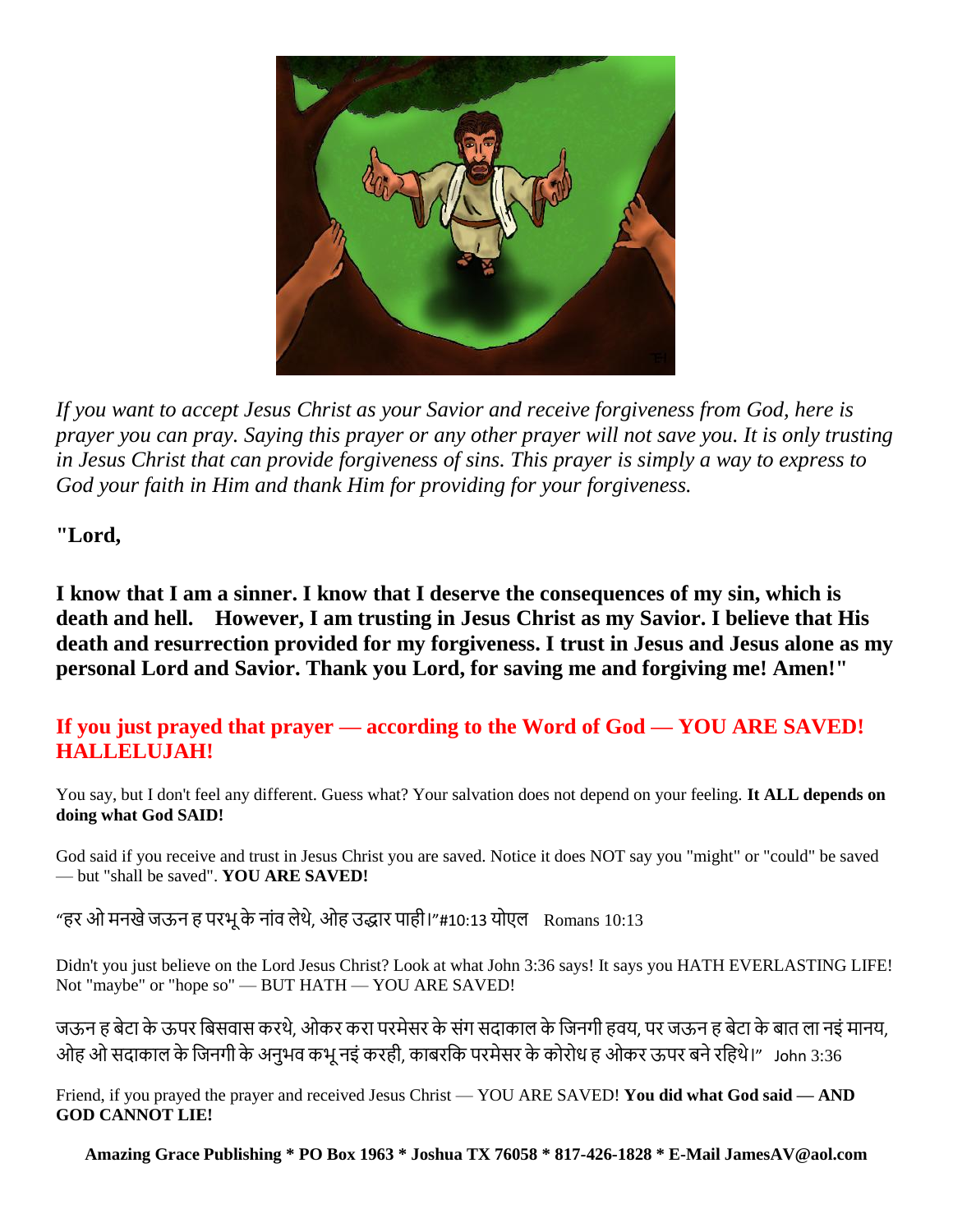*If you want to accept Jesus Christ as your Savior and receive forgiveness from God, here is prayer you can pray. Saying this prayer or any other prayer will not save you. It is only trusting in Jesus Christ that can provide forgiveness of sins. This prayer is simply a way to express to God your faith in Him and thank Him for providing for your forgiveness.*

**"Lord,**

**I know that I am a sinner. I know that I deserve the consequences of my sin, which is death and hell. However, I am trusting in Jesus Christ as my Savior. I believe that His death and resurrection provided for my forgiveness. I trust in Jesus and Jesus alone as my personal Lord and Savior. Thank you Lord, for saving me and forgiving me! Amen!"**

**If you just prayed that prayer — according to the Word of God — YOU ARE SAVED! HALLELUJAH!**

You say, but I don't feel any different. Guess what? Your salvation does not depend on your feeling. **It ALL depends on doing what God SAID!**

God said if you receive and trust in Jesus Christ you are saved. Notice it does NOT say you "might" or "could" be saved — but "shall be saved". **YOU ARE SAVED!**

"हर ओ मनखे जऊन ह परभू के नांव लेथे, ओह उद्धार पाही।"#10:13 योएल Romans 10:13

Didn't you just believe on the Lord Jesus Christ? Look at what John 3:36 says! It says you HATH EVERLASTING LIFE! Not "maybe" or "hope so" — BUT HATH — YOU ARE SAVED!

जऊन ह बेटा के ऊपर बिसवास करथे, ओकर करा परमेसर के संग सदाकाल के जिनगी हवय, पर जऊन ह बेटा के बात ला नइं मानय, ओह ओ सदाकाल के जिनगी के अनुभव कभू नइं करही, काबरकि परमेसर के कोरोध ह ओकर ऊपर बने रहिथे।" John 3:36

Friend, if you prayed the prayer and received Jesus Christ — YOU ARE SAVED! **You did what God said — AND GOD CANNOT LIE!**

**Amazing Grace Publishing * PO Box 1963 * Joshua TX 76058 * 817-426-1828 * E-Mail JamesAV@aol.com**